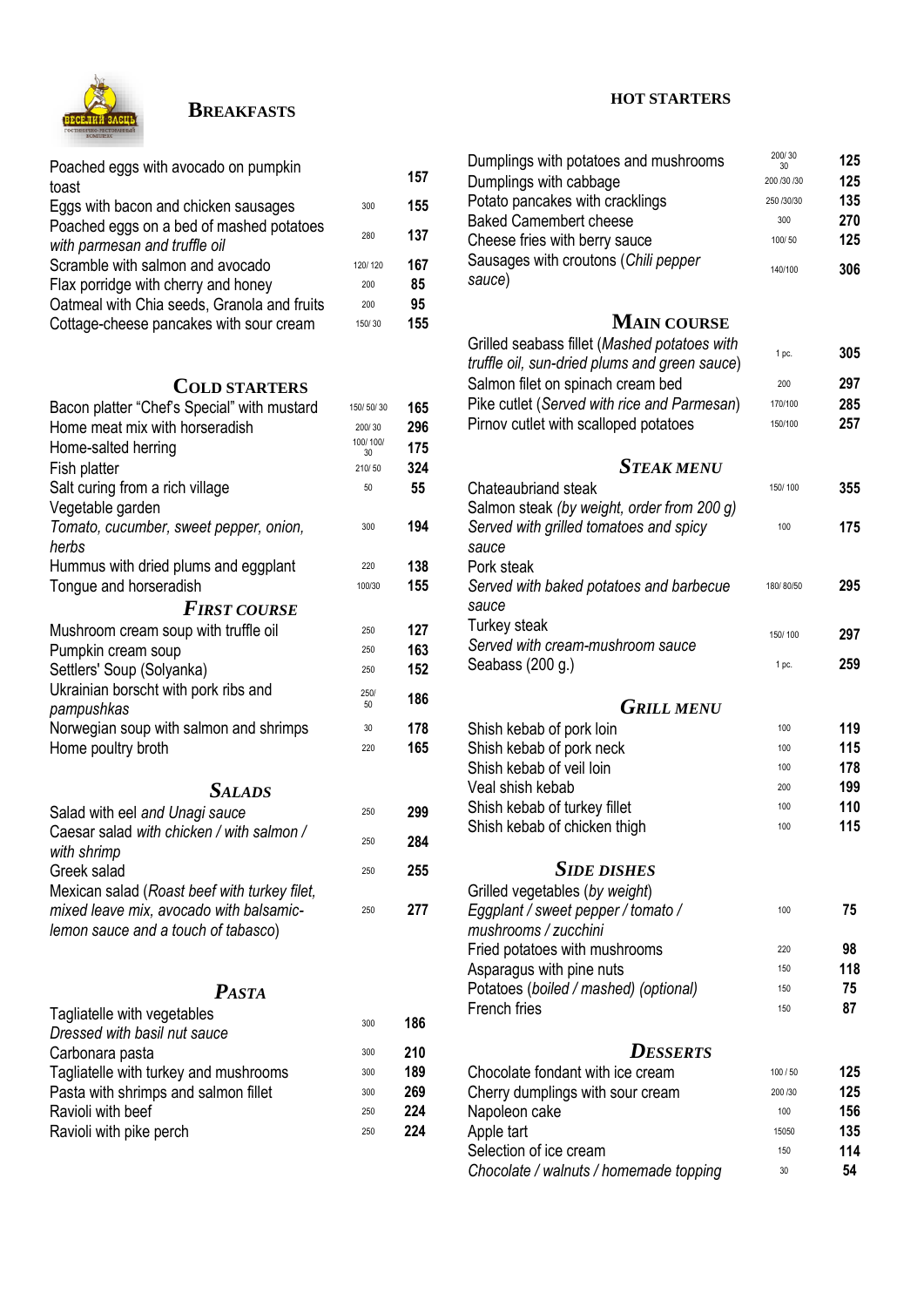## Breakfasts

| | | |
|---|---|---|
| Poached eggs with avocado on pumpkin toast | | 157 |
| Eggs with bacon and chicken sausages | 300 | 155 |
| Poached eggs on a bed of mashed potatoes *with parmesan and truffle oil* | 280 | 137 |
| Scramble with salmon and avocado | 120/ 120 | 167 |
| Flax porridge with cherry and honey | 200 | 85 |
| Oatmeal with Chia seeds, Granola and fruits | 200 | 95 |
| Cottage-cheese pancakes with sour cream | 150/ 30 | 155 |

## Cold starters

| | | |
|---|---|---|
| Bacon platter "Chef's Special" with mustard | 150/ 50/ 30 | 165 |
| Home meat mix with horseradish | 200/ 30 | 296 |
| Home-salted herring | 100/ 100/ 30 | 175 |
| Fish platter | 210/ 50 | 324 |
| Salt curing from a rich village | 50 | 55 |
| Vegetable garden *Tomato, cucumber, sweet pepper, onion, herbs* | 300 | 194 |
| Hummus with dried plums and eggplant | 220 | 138 |
| Tongue and horseradish | 100/30 | 155 |

## *First course*

| | | |
|---|---|---|
| Mushroom cream soup with truffle oil | 250 | 127 |
| Pumpkin cream soup | 250 | 163 |
| Settlers' Soup (Solyanka) | 250 | 152 |
| Ukrainian borscht with pork ribs and pampushkas | 250/ 50 | 186 |
| Norwegian soup with salmon and shrimps | 30 | 178 |
| Home poultry broth | 220 | 165 |

## *Salads*

| | | |
|---|---|---|
| Salad with eel *and Unagi sauce* | 250 | 299 |
| Caesar salad *with chicken / with salmon / with shrimp* | 250 | 284 |
| Greek salad | 250 | 255 |
| Mexican salad (*Roast beef with turkey filet, mixed leave mix, avocado with balsamic-lemon sauce and a touch of tabasco*) | 250 | 277 |

## *Pasta*

| | | |
|---|---|---|
| Tagliatelle with vegetables *Dressed with basil nut sauce* | 300 | 186 |
| Carbonara pasta | 300 | 210 |
| Tagliatelle with turkey and mushrooms | 300 | 189 |
| Pasta with shrimps and salmon fillet | 300 | 269 |
| Ravioli with beef | 250 | 224 |
| Ravioli with pike perch | 250 | 224 |

## Hot starters

| | | |
|---|---|---|
| Dumplings with potatoes and mushrooms | 200/ 30 30 | 125 |
| Dumplings with cabbage | 200 /30 /30 | 125 |
| Potato pancakes with cracklings | 250 /30/30 | 135 |
| Baked Camembert cheese | 300 | 270 |
| Cheese fries with berry sauce | 100/ 50 | 125 |
| Sausages with croutons (*Chili pepper sauce*) | 140/100 | 306 |

## Main course

| | | |
|---|---|---|
| Grilled seabass fillet (*Mashed potatoes with truffle oil, sun-dried plums and green sauce*) | 1 pc. | 305 |
| Salmon filet on spinach cream bed | 200 | 297 |
| Pike cutlet (*Served with rice and Parmesan*) | 170/100 | 285 |
| Pirnov cutlet with scalloped potatoes | 150/100 | 257 |

## *Steak menu*

| | | |
|---|---|---|
| Chateaubriand steak | 150/ 100 | 355 |
| Salmon steak (*by weight, order from 200 g*) *Served with grilled tomatoes and spicy sauce* | 100 | 175 |
| Pork steak *Served with baked potatoes and barbecue sauce* | 180/ 80/50 | 295 |
| Turkey steak *Served with cream-mushroom sauce* | 150/ 100 | 297 |
| Seabass (200 g.) | 1 pc. | 259 |

## *Grill menu*

| | | |
|---|---|---|
| Shish kebab of pork loin | 100 | 119 |
| Shish kebab of pork neck | 100 | 115 |
| Shish kebab of veil loin | 100 | 178 |
| Veal shish kebab | 200 | 199 |
| Shish kebab of turkey fillet | 100 | 110 |
| Shish kebab of chicken thigh | 100 | 115 |

## *Side dishes*

| | | |
|---|---|---|
| Grilled vegetables (*by weight*) *Eggplant / sweet pepper / tomato / mushrooms / zucchini* | 100 | 75 |
| Fried potatoes with mushrooms | 220 | 98 |
| Asparagus with pine nuts | 150 | 118 |
| Potatoes (*boiled / mashed*) (*optional*) | 150 | 75 |
| French fries | 150 | 87 |

## *Desserts*

| | | |
|---|---|---|
| Chocolate fondant with ice cream | 100 / 50 | 125 |
| Cherry dumplings with sour cream | 200 /30 | 125 |
| Napoleon cake | 100 | 156 |
| Apple tart | 15050 | 135 |
| Selection of ice cream | 150 | 114 |
| *Chocolate / walnuts / homemade topping* | 30 | 54 |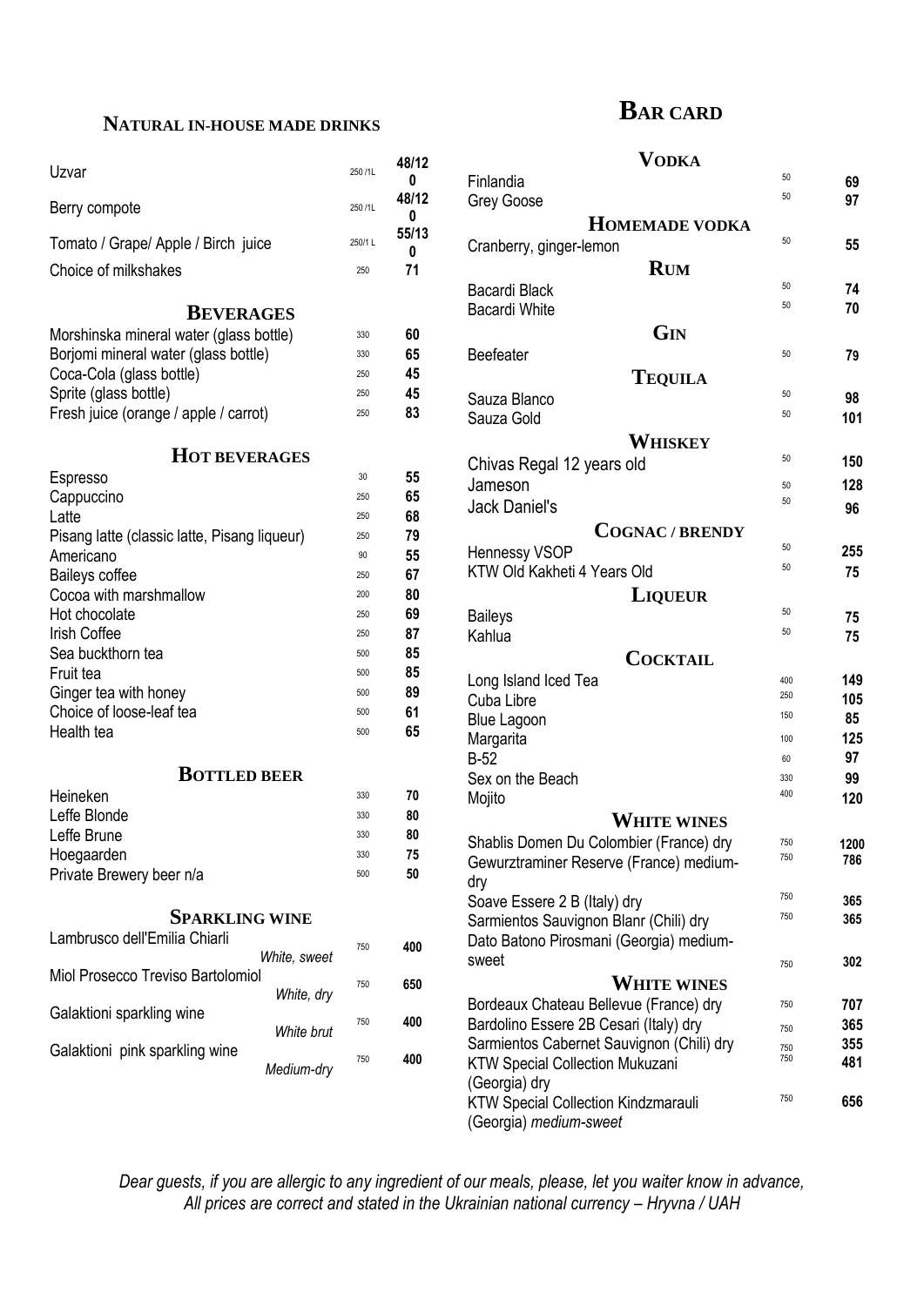## Natural in-house made drinks

| | | |
|---|---|---|
| Uzvar | 250 /1L | 48/120 |
| Berry compote | 250 /1L | 48/120 |
| Tomato / Grape/ Apple / Birch juice | 250/1 L | 55/130 |
| Choice of milkshakes | 250 | 71 |

### Beverages

| | | |
|---|---|---|
| Morshinska mineral water (glass bottle) | 330 | 60 |
| Borjomi mineral water (glass bottle) | 330 | 65 |
| Coca-Cola (glass bottle) | 250 | 45 |
| Sprite (glass bottle) | 250 | 45 |
| Fresh juice (orange / apple / carrot) | 250 | 83 |

### Hot beverages

| | | |
|---|---|---|
| Espresso | 30 | 55 |
| Cappuccino | 250 | 65 |
| Latte | 250 | 68 |
| Pisang latte (classic latte, Pisang liqueur) | 250 | 79 |
| Americano | 90 | 55 |
| Baileys coffee | 250 | 67 |
| Cocoa with marshmallow | 200 | 80 |
| Hot chocolate | 250 | 69 |
| Irish Coffee | 250 | 87 |
| Sea buckthorn tea | 500 | 85 |
| Fruit tea | 500 | 85 |
| Ginger tea with honey | 500 | 89 |
| Choice of loose-leaf tea | 500 | 61 |
| Health tea | 500 | 65 |

### Bottled beer

| | | |
|---|---|---|
| Heineken | 330 | 70 |
| Leffe Blonde | 330 | 80 |
| Leffe Brune | 330 | 80 |
| Hoegaarden | 330 | 75 |
| Private Brewery beer n/a | 500 | 50 |

### Sparkling wine

| | | |
|---|---|---|
| Lambrusco dell'Emilia Chiarli *White, sweet* | 750 | 400 |
| Miol Prosecco Treviso Bartolomiol *White, dry* | 750 | 650 |
| Galaktioni sparkling wine *White brut* | 750 | 400 |
| Galaktioni pink sparkling wine *Medium-dry* | 750 | 400 |

# Bar card

### Vodka

| | | |
|---|---|---|
| Finlandia | 50 | 69 |
| Grey Goose | 50 | 97 |

### Homemade vodka

| | | |
|---|---|---|
| Cranberry, ginger-lemon | 50 | 55 |

### Rum

| | | |
|---|---|---|
| Bacardi Black | 50 | 74 |
| Bacardi White | 50 | 70 |

### Gin

| | | |
|---|---|---|
| Beefeater | 50 | 79 |

### Tequila

| | | |
|---|---|---|
| Sauza Blanco | 50 | 98 |
| Sauza Gold | 50 | 101 |

### Whiskey

| | | |
|---|---|---|
| Chivas Regal 12 years old | 50 | 150 |
| Jameson | 50 | 128 |
| Jack Daniel's | 50 | 96 |

### Cognac / Brendy

| | | |
|---|---|---|
| Hennessy VSOP | 50 | 255 |
| KTW Old Kakheti 4 Years Old | 50 | 75 |

### Liqueur

| | | |
|---|---|---|
| Baileys | 50 | 75 |
| Kahlua | 50 | 75 |

### Cocktail

| | | |
|---|---|---|
| Long Island Iced Tea | 400 | 149 |
| Cuba Libre | 250 | 105 |
| Blue Lagoon | 150 | 85 |
| Margarita | 100 | 125 |
| B-52 | 60 | 97 |
| Sex on the Beach | 330 | 99 |
| Mojito | 400 | 120 |

### White wines

| | | |
|---|---|---|
| Shablis Domen Du Colombier (France) dry | 750 | 1200 |
| Gewurztraminer Reserve (France) medium-dry | 750 | 786 |
| Soave Essere 2 B (Italy) dry | 750 | 365 |
| Sarmientos Sauvignon Blanr (Chili) dry | 750 | 365 |
| Dato Batono Pirosmani (Georgia) medium-sweet | 750 | 302 |

### White wines

| | | |
|---|---|---|
| Bordeaux Chateau Bellevue (France) dry | 750 | 707 |
| Bardolino Essere 2B Cesari (Italy) dry | 750 | 365 |
| Sarmientos Cabernet Sauvignon (Chili) dry | 750 | 355 |
| KTW Special Collection Mukuzani (Georgia) dry | 750 | 481 |
| KTW Special Collection Kindzmarauli (Georgia) *medium-sweet* | 750 | 656 |

*Dear guests, if you are allergic to any ingredient of our meals, please, let you waiter know in advance,*
*All prices are correct and stated in the Ukrainian national currency – Hryvna / UAH*